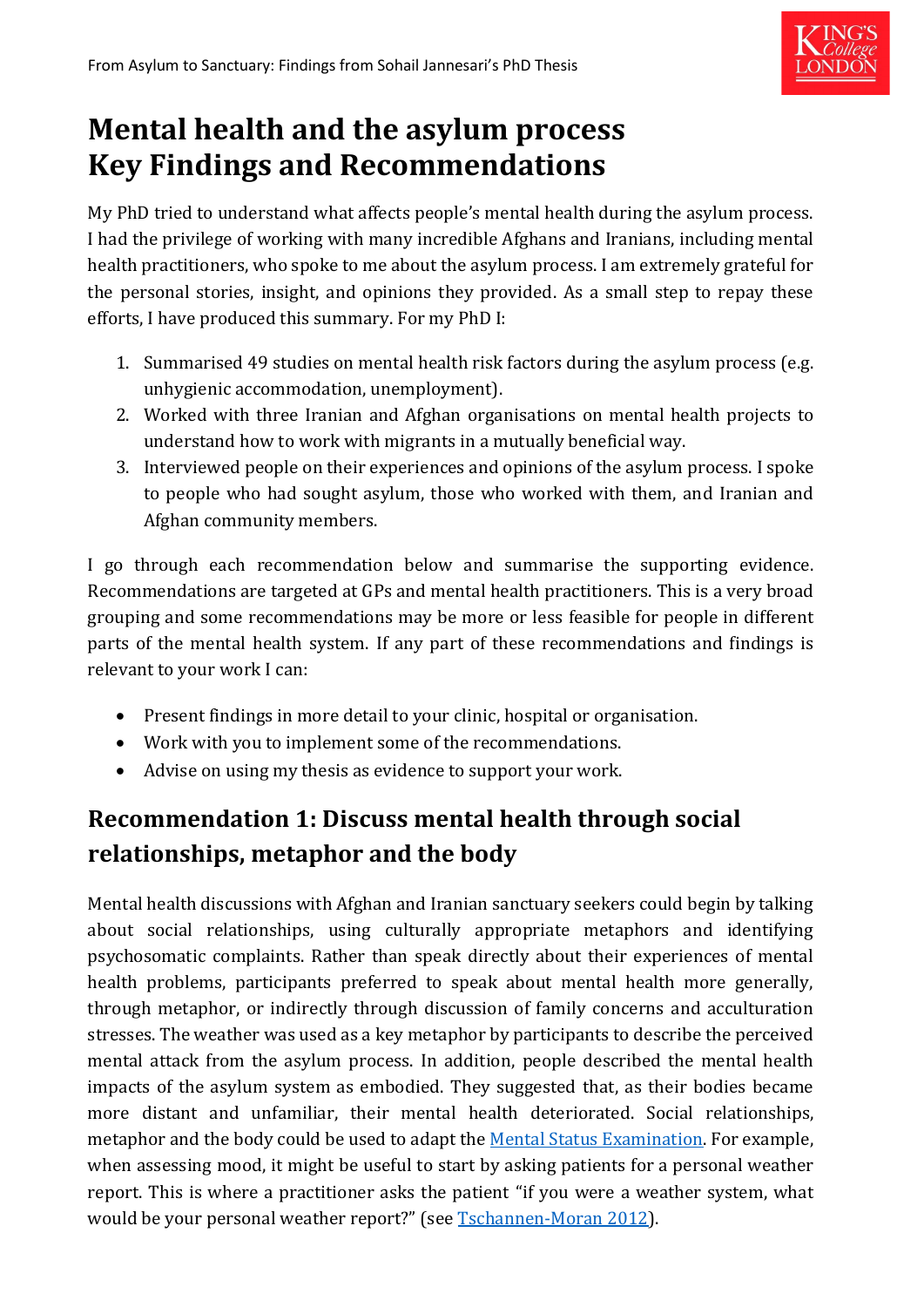# Mental health and the asylum process
# Key Findings and Recommendations

My PhD tried to understand what affects people's mental health during the asylum process. I had the privilege of working with many incredible Afghans and Iranians, including mental health practitioners, who spoke to me about the asylum process. I am extremely grateful for the personal stories, insight, and opinions they provided. As a small step to repay these efforts, I have produced this summary. For my PhD I:

1. Summarised 49 studies on mental health risk factors during the asylum process (e.g. unhygienic accommodation, unemployment).
2. Worked with three Iranian and Afghan organisations on mental health projects to understand how to work with migrants in a mutually beneficial way.
3. Interviewed people on their experiences and opinions of the asylum process. I spoke to people who had sought asylum, those who worked with them, and Iranian and Afghan community members.

I go through each recommendation below and summarise the supporting evidence. Recommendations are targeted at GPs and mental health practitioners. This is a very broad grouping and some recommendations may be more or less feasible for people in different parts of the mental health system. If any part of these recommendations and findings is relevant to your work I can:

- Present findings in more detail to your clinic, hospital or organisation.
- Work with you to implement some of the recommendations.
- Advise on using my thesis as evidence to support your work.

## Recommendation 1: Discuss mental health through social relationships, metaphor and the body

Mental health discussions with Afghan and Iranian sanctuary seekers could begin by talking about social relationships, using culturally appropriate metaphors and identifying psychosomatic complaints. Rather than speak directly about their experiences of mental health problems, participants preferred to speak about mental health more generally, through metaphor, or indirectly through discussion of family concerns and acculturation stresses. The weather was used as a key metaphor by participants to describe the perceived mental attack from the asylum process. In addition, people described the mental health impacts of the asylum system as embodied. They suggested that, as their bodies became more distant and unfamiliar, their mental health deteriorated. Social relationships, metaphor and the body could be used to adapt the [Mental Status Examination](). For example, when assessing mood, it might be useful to start by asking patients for a personal weather report. This is where a practitioner asks the patient "if you were a weather system, what would be your personal weather report?" (see [Tschannen-Moran 2012]()).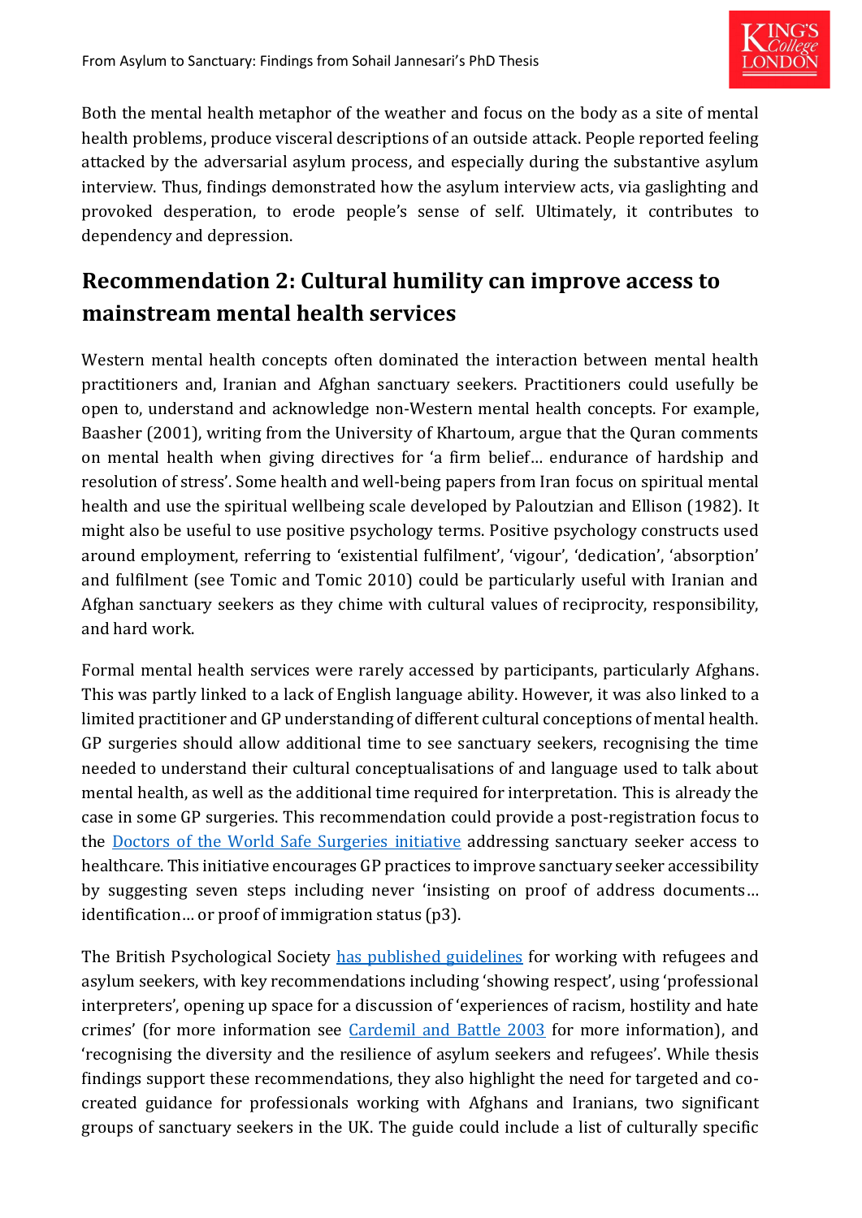Both the mental health metaphor of the weather and focus on the body as a site of mental health problems, produce visceral descriptions of an outside attack. People reported feeling attacked by the adversarial asylum process, and especially during the substantive asylum interview. Thus, findings demonstrated how the asylum interview acts, via gaslighting and provoked desperation, to erode people's sense of self. Ultimately, it contributes to dependency and depression.

## Recommendation 2: Cultural humility can improve access to mainstream mental health services

Western mental health concepts often dominated the interaction between mental health practitioners and, Iranian and Afghan sanctuary seekers. Practitioners could usefully be open to, understand and acknowledge non-Western mental health concepts. For example, Baasher (2001), writing from the University of Khartoum, argue that the Quran comments on mental health when giving directives for 'a firm belief… endurance of hardship and resolution of stress'. Some health and well-being papers from Iran focus on spiritual mental health and use the spiritual wellbeing scale developed by Paloutzian and Ellison (1982). It might also be useful to use positive psychology terms. Positive psychology constructs used around employment, referring to 'existential fulfilment', 'vigour', 'dedication', 'absorption' and fulfilment (see Tomic and Tomic 2010) could be particularly useful with Iranian and Afghan sanctuary seekers as they chime with cultural values of reciprocity, responsibility, and hard work.

Formal mental health services were rarely accessed by participants, particularly Afghans. This was partly linked to a lack of English language ability. However, it was also linked to a limited practitioner and GP understanding of different cultural conceptions of mental health. GP surgeries should allow additional time to see sanctuary seekers, recognising the time needed to understand their cultural conceptualisations of and language used to talk about mental health, as well as the additional time required for interpretation. This is already the case in some GP surgeries. This recommendation could provide a post-registration focus to the [Doctors of the World Safe Surgeries initiative] addressing sanctuary seeker access to healthcare. This initiative encourages GP practices to improve sanctuary seeker accessibility by suggesting seven steps including never 'insisting on proof of address documents… identification… or proof of immigration status (p3).

The British Psychological Society [has published guidelines] for working with refugees and asylum seekers, with key recommendations including 'showing respect', using 'professional interpreters', opening up space for a discussion of 'experiences of racism, hostility and hate crimes' (for more information see [Cardemil and Battle 2003] for more information), and 'recognising the diversity and the resilience of asylum seekers and refugees'. While thesis findings support these recommendations, they also highlight the need for targeted and co-created guidance for professionals working with Afghans and Iranians, two significant groups of sanctuary seekers in the UK. The guide could include a list of culturally specific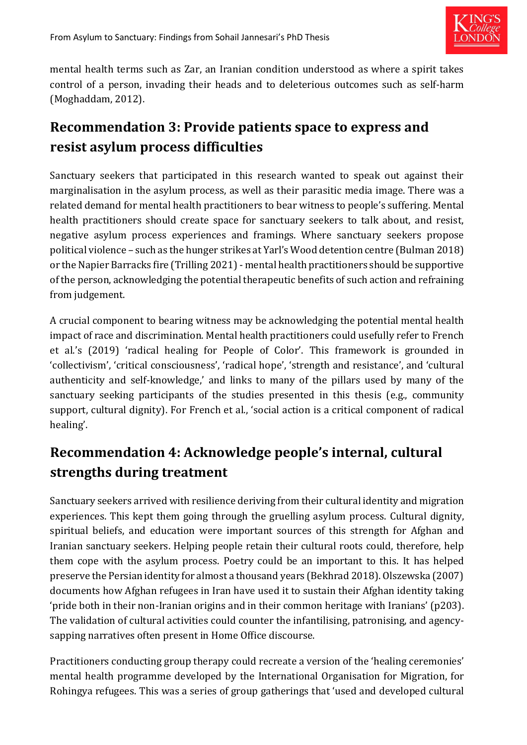mental health terms such as Zar, an Iranian condition understood as where a spirit takes control of a person, invading their heads and to deleterious outcomes such as self-harm (Moghaddam, 2012).

## Recommendation 3: Provide patients space to express and resist asylum process difficulties

Sanctuary seekers that participated in this research wanted to speak out against their marginalisation in the asylum process, as well as their parasitic media image. There was a related demand for mental health practitioners to bear witness to people's suffering. Mental health practitioners should create space for sanctuary seekers to talk about, and resist, negative asylum process experiences and framings. Where sanctuary seekers propose political violence – such as the hunger strikes at Yarl's Wood detention centre (Bulman 2018) or the Napier Barracks fire (Trilling 2021) - mental health practitioners should be supportive of the person, acknowledging the potential therapeutic benefits of such action and refraining from judgement.

A crucial component to bearing witness may be acknowledging the potential mental health impact of race and discrimination. Mental health practitioners could usefully refer to French et al.'s (2019) 'radical healing for People of Color'. This framework is grounded in 'collectivism', 'critical consciousness', 'radical hope', 'strength and resistance', and 'cultural authenticity and self-knowledge,' and links to many of the pillars used by many of the sanctuary seeking participants of the studies presented in this thesis (e.g., community support, cultural dignity). For French et al., 'social action is a critical component of radical healing'.

## Recommendation 4: Acknowledge people's internal, cultural strengths during treatment

Sanctuary seekers arrived with resilience deriving from their cultural identity and migration experiences. This kept them going through the gruelling asylum process. Cultural dignity, spiritual beliefs, and education were important sources of this strength for Afghan and Iranian sanctuary seekers. Helping people retain their cultural roots could, therefore, help them cope with the asylum process. Poetry could be an important to this. It has helped preserve the Persian identity for almost a thousand years (Bekhrad 2018). Olszewska (2007) documents how Afghan refugees in Iran have used it to sustain their Afghan identity taking 'pride both in their non-Iranian origins and in their common heritage with Iranians' (p203). The validation of cultural activities could counter the infantilising, patronising, and agency-sapping narratives often present in Home Office discourse.

Practitioners conducting group therapy could recreate a version of the 'healing ceremonies' mental health programme developed by the International Organisation for Migration, for Rohingya refugees. This was a series of group gatherings that 'used and developed cultural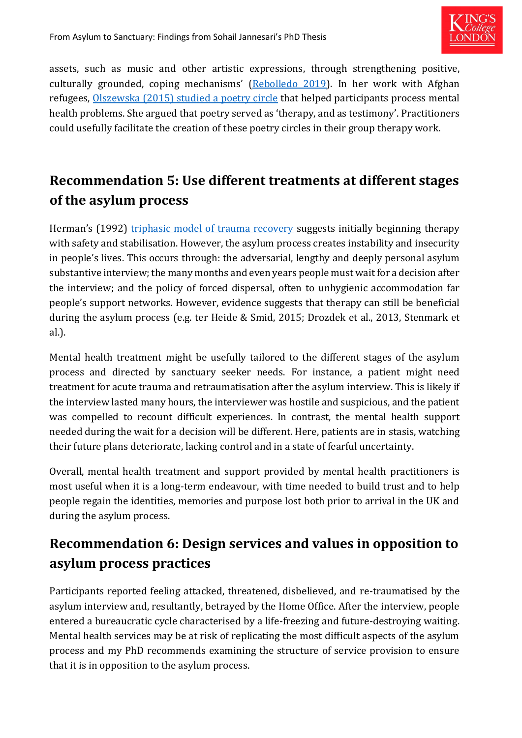assets, such as music and other artistic expressions, through strengthening positive, culturally grounded, coping mechanisms' ([Rebolledo 2019](#)). In her work with Afghan refugees, [Olszewska (2015) studied a poetry circle](#) that helped participants process mental health problems. She argued that poetry served as 'therapy, and as testimony'. Practitioners could usefully facilitate the creation of these poetry circles in their group therapy work.

## Recommendation 5: Use different treatments at different stages of the asylum process

Herman's (1992) [triphasic model of trauma recovery](#) suggests initially beginning therapy with safety and stabilisation. However, the asylum process creates instability and insecurity in people's lives. This occurs through: the adversarial, lengthy and deeply personal asylum substantive interview; the many months and even years people must wait for a decision after the interview; and the policy of forced dispersal, often to unhygienic accommodation far people's support networks. However, evidence suggests that therapy can still be beneficial during the asylum process (e.g. ter Heide & Smid, 2015; Drozdek et al., 2013, Stenmark et al.).

Mental health treatment might be usefully tailored to the different stages of the asylum process and directed by sanctuary seeker needs. For instance, a patient might need treatment for acute trauma and retraumatisation after the asylum interview. This is likely if the interview lasted many hours, the interviewer was hostile and suspicious, and the patient was compelled to recount difficult experiences. In contrast, the mental health support needed during the wait for a decision will be different. Here, patients are in stasis, watching their future plans deteriorate, lacking control and in a state of fearful uncertainty.

Overall, mental health treatment and support provided by mental health practitioners is most useful when it is a long-term endeavour, with time needed to build trust and to help people regain the identities, memories and purpose lost both prior to arrival in the UK and during the asylum process.

## Recommendation 6: Design services and values in opposition to asylum process practices

Participants reported feeling attacked, threatened, disbelieved, and re-traumatised by the asylum interview and, resultantly, betrayed by the Home Office. After the interview, people entered a bureaucratic cycle characterised by a life-freezing and future-destroying waiting. Mental health services may be at risk of replicating the most difficult aspects of the asylum process and my PhD recommends examining the structure of service provision to ensure that it is in opposition to the asylum process.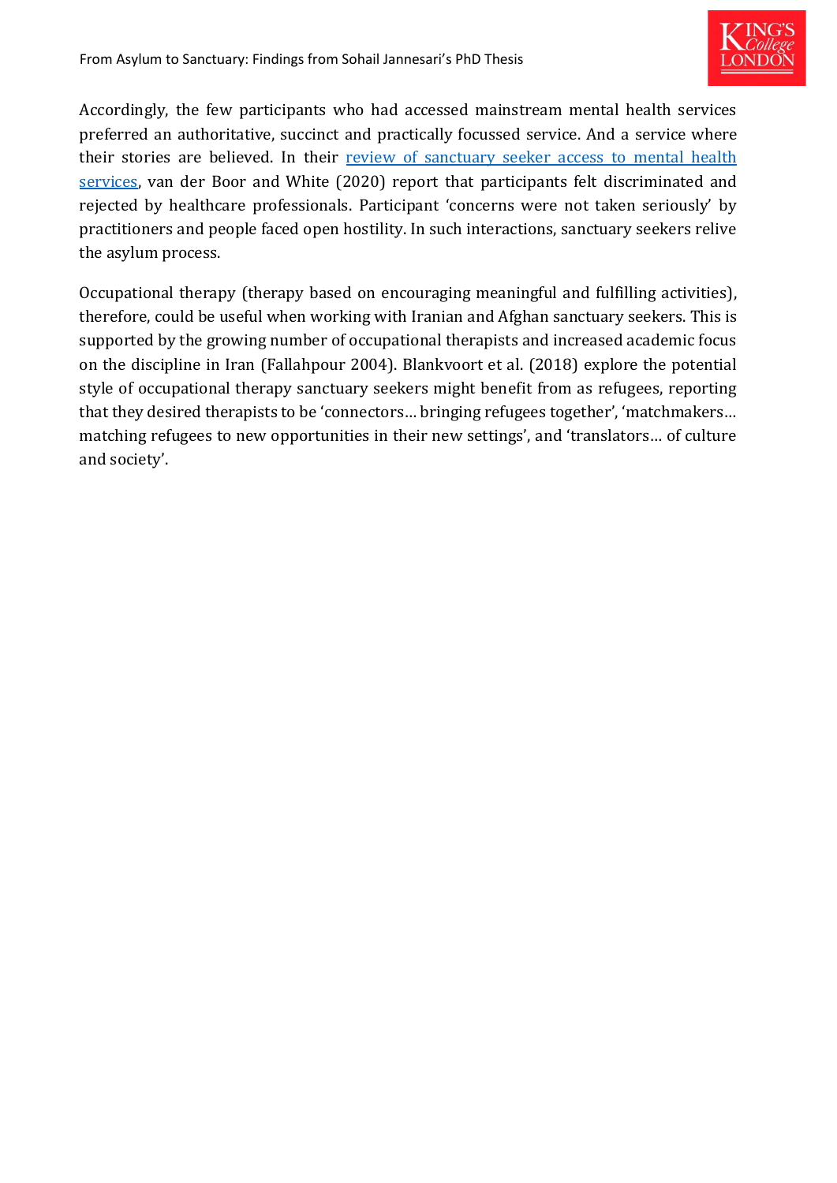Accordingly, the few participants who had accessed mainstream mental health services preferred an authoritative, succinct and practically focussed service. And a service where their stories are believed. In their review of sanctuary seeker access to mental health services, van der Boor and White (2020) report that participants felt discriminated and rejected by healthcare professionals. Participant 'concerns were not taken seriously' by practitioners and people faced open hostility. In such interactions, sanctuary seekers relive the asylum process.

Occupational therapy (therapy based on encouraging meaningful and fulfilling activities), therefore, could be useful when working with Iranian and Afghan sanctuary seekers. This is supported by the growing number of occupational therapists and increased academic focus on the discipline in Iran (Fallahpour 2004). Blankvoort et al. (2018) explore the potential style of occupational therapy sanctuary seekers might benefit from as refugees, reporting that they desired therapists to be 'connectors… bringing refugees together', 'matchmakers… matching refugees to new opportunities in their new settings', and 'translators… of culture and society'.